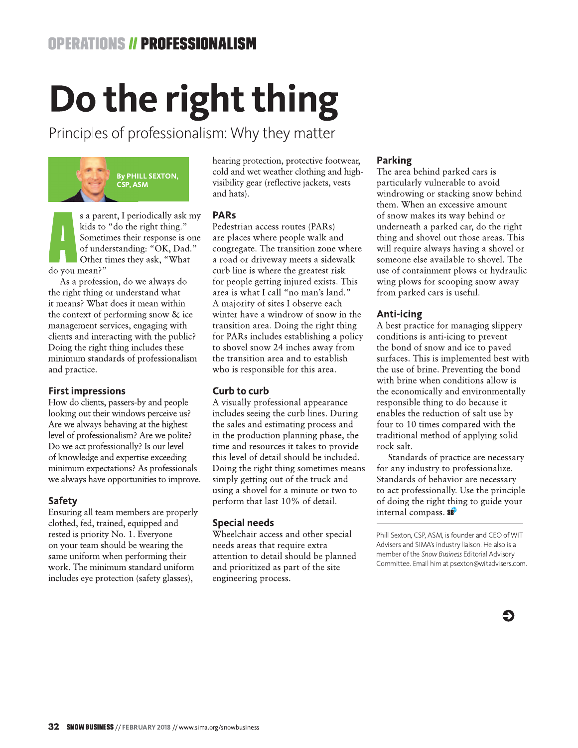OPERATIONS // PROFESSIONALISM

# Do the right thing

Principles of professionalism: Why they matter

By PHILL SEXTON, CSP, ASM

As a parent, I periodically ask my kids to "do the right thing." Sometimes their response is one of understanding: "OK, Dad." Other times they ask, "What do you mean?"

As a profession, do we always do the right thing or understand what it means? What does it mean within the context of performing snow & ice management services, engaging with clients and interacting with the public? Doing the right thing includes these minimum standards of professionalism and practice.

## First impressions

How do clients, passers-by and people looking out their windows perceive us? Are we always behaving at the highest level of professionalism? Are we polite? Do we act professionally? Is our level of knowledge and expertise exceeding minimum expectations? As professionals we always have opportunities to improve.

## Safety

Ensuring all team members are properly clothed, fed, trained, equipped and rested is priority No. 1. Everyone on your team should be wearing the same uniform when performing their work. The minimum standard uniform includes eye protection (safety glasses), hearing protection, protective footwear, cold and wet weather clothing and high-visibility gear (reflective jackets, vests and hats).

## PARs

Pedestrian access routes (PARs) are places where people walk and congregate. The transition zone where a road or driveway meets a sidewalk curb line is where the greatest risk for people getting injured exists. This area is what I call "no man's land." A majority of sites I observe each winter have a windrow of snow in the transition area. Doing the right thing for PARs includes establishing a policy to shovel snow 24 inches away from the transition area and to establish who is responsible for this area.

## Curb to curb

A visually professional appearance includes seeing the curb lines. During the sales and estimating process and in the production planning phase, the time and resources it takes to provide this level of detail should be included. Doing the right thing sometimes means simply getting out of the truck and using a shovel for a minute or two to perform that last 10% of detail.

## Special needs

Wheelchair access and other special needs areas that require extra attention to detail should be planned and prioritized as part of the site engineering process.

## Parking

The area behind parked cars is particularly vulnerable to avoid windrowing or stacking snow behind them. When an excessive amount of snow makes its way behind or underneath a parked car, do the right thing and shovel out those areas. This will require always having a shovel or someone else available to shovel. The use of containment plows or hydraulic wing plows for scooping snow away from parked cars is useful.

## Anti-icing

A best practice for managing slippery conditions is anti-icing to prevent the bond of snow and ice to paved surfaces. This is implemented best with the use of brine. Preventing the bond with brine when conditions allow is the economically and environmentally responsible thing to do because it enables the reduction of salt use by four to 10 times compared with the traditional method of applying solid rock salt.

Standards of practice are necessary for any industry to professionalize. Standards of behavior are necessary to act professionally. Use the principle of doing the right thing to guide your internal compass.

---

Phill Sexton, CSP, ASM, is founder and CEO of WIT Advisers and SIMA's industry liaison. He also is a member of the *Snow Business* Editorial Advisory Committee. Email him at psexton@witadvisers.com.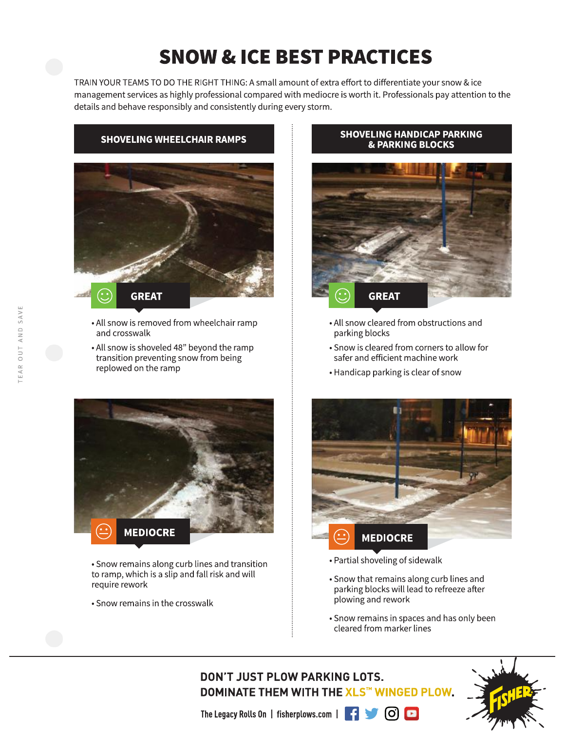# SNOW & ICE BEST PRACTICES

TRAIN YOUR TEAMS TO DO THE RIGHT THING: A small amount of extra effort to differentiate your snow & ice management services as highly professional compared with mediocre is worth it. Professionals pay attention to the details and behave responsibly and consistently during every storm.

## SHOVELING WHEELCHAIR RAMPS

### GREAT

- All snow is removed from wheelchair ramp and crosswalk
- All snow is shoveled 48" beyond the ramp transition preventing snow from being replowed on the ramp

### MEDIOCRE

- Snow remains along curb lines and transition to ramp, which is a slip and fall risk and will require rework
- Snow remains in the crosswalk

## SHOVELING HANDICAP PARKING & PARKING BLOCKS

### GREAT

- All snow cleared from obstructions and parking blocks
- Snow is cleared from corners to allow for safer and efficient machine work
- Handicap parking is clear of snow

### MEDIOCRE

- Partial shoveling of sidewalk
- Snow that remains along curb lines and parking blocks will lead to refreeze after plowing and rework
- Snow remains in spaces and has only been cleared from marker lines

TEAR OUT AND SAVE

**DON'T JUST PLOW PARKING LOTS.**
**DOMINATE THEM WITH THE XLS™ WINGED PLOW.**

The Legacy Rolls On | fisherplows.com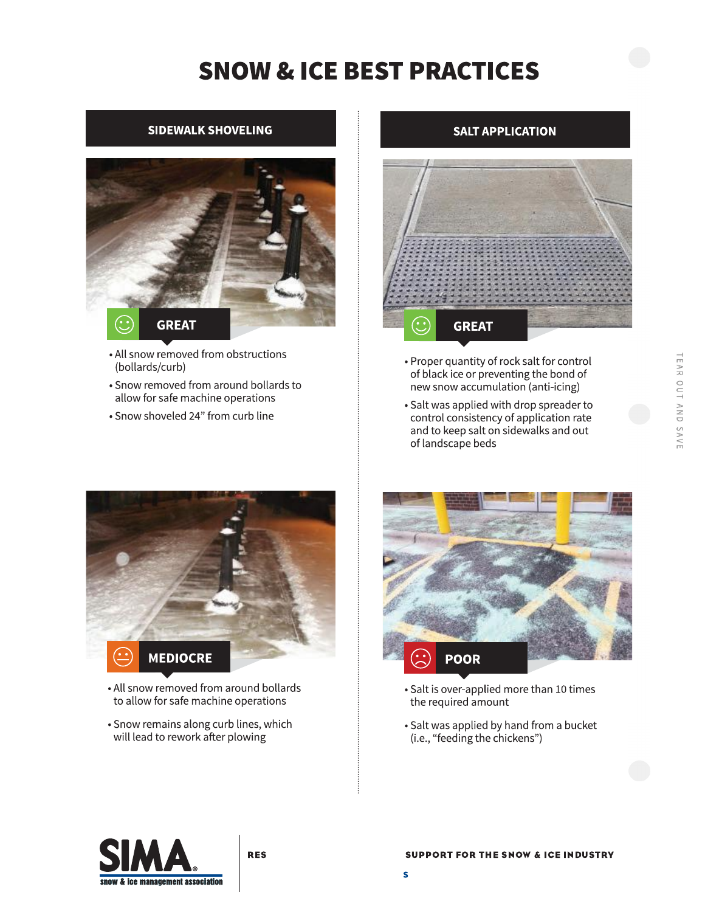# SNOW & ICE BEST PRACTICES

## SIDEWALK SHOVELING

### GREAT

- All snow removed from obstructions (bollards/curb)
- Snow removed from around bollards to allow for safe machine operations
- Snow shoveled 24" from curb line

### MEDIOCRE

- All snow removed from around bollards to allow for safe machine operations
- Snow remains along curb lines, which will lead to rework after plowing

## SALT APPLICATION

### GREAT

- Proper quantity of rock salt for control of black ice or preventing the bond of new snow accumulation (anti-icing)
- Salt was applied with drop spreader to control consistency of application rate and to keep salt on sidewalks and out of landscape beds

### POOR

- Salt is over-applied more than 10 times the required amount
- Salt was applied by hand from a bucket (i.e., "feeding the chickens")

TEAR OUT AND SAVE

SIMA® snow & ice management association

RES

SUPPORT FOR THE SNOW & ICE INDUSTRY

s